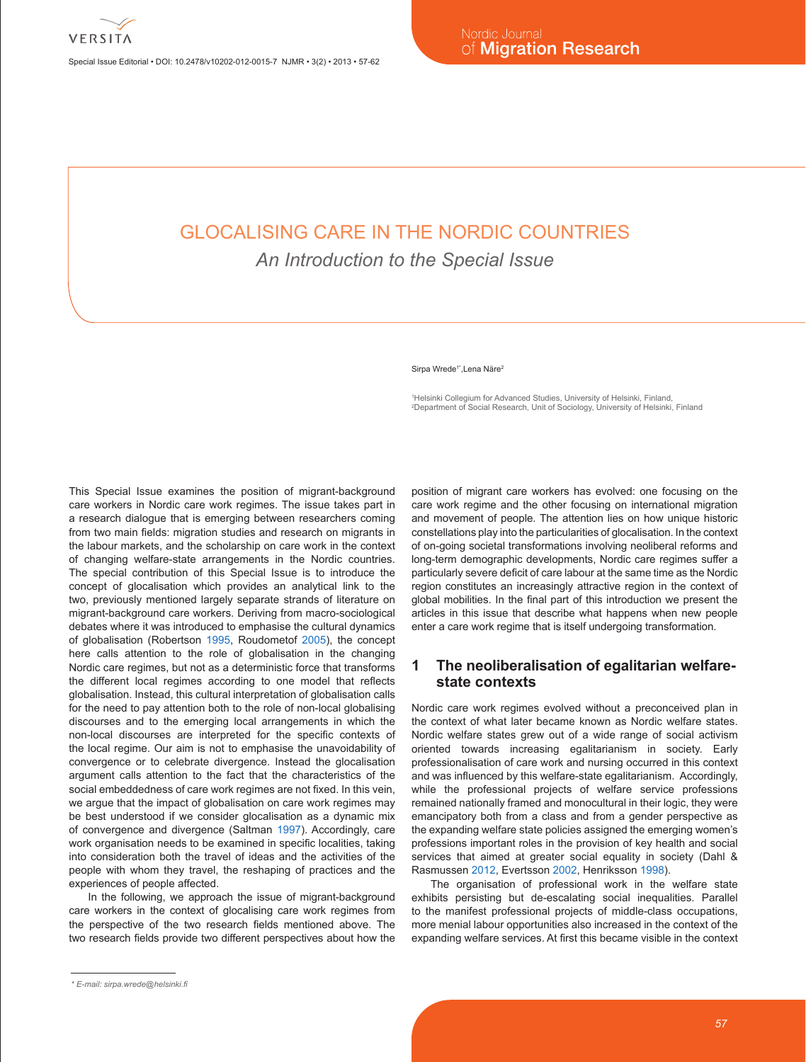# GLOCALISING CARE IN THE NORDIC COUNTRIES

*An Introduction to the Special Issue*

Sirpa Wrede[1*], Lena Näre[2]

[1]Helsinki Collegium for Advanced Studies, University of Helsinki, Finland,
[2]Department of Social Research, Unit of Sociology, University of Helsinki, Finland

This Special Issue examines the position of migrant-background care workers in Nordic care work regimes. The issue takes part in a research dialogue that is emerging between researchers coming from two main fields: migration studies and research on migrants in the labour markets, and the scholarship on care work in the context of changing welfare-state arrangements in the Nordic countries. The special contribution of this Special Issue is to introduce the concept of glocalisation which provides an analytical link to the two, previously mentioned largely separate strands of literature on migrant-background care workers. Deriving from macro-sociological debates where it was introduced to emphasise the cultural dynamics of globalisation (Robertson 1995, Roudometof 2005), the concept here calls attention to the role of globalisation in the changing Nordic care regimes, but not as a deterministic force that transforms the different local regimes according to one model that reflects globalisation. Instead, this cultural interpretation of globalisation calls for the need to pay attention both to the role of non-local globalising discourses and to the emerging local arrangements in which the non-local discourses are interpreted for the specific contexts of the local regime. Our aim is not to emphasise the unavoidability of convergence or to celebrate divergence. Instead the glocalisation argument calls attention to the fact that the characteristics of the social embeddedness of care work regimes are not fixed. In this vein, we argue that the impact of globalisation on care work regimes may be best understood if we consider glocalisation as a dynamic mix of convergence and divergence (Saltman 1997). Accordingly, care work organisation needs to be examined in specific localities, taking into consideration both the travel of ideas and the activities of the people with whom they travel, the reshaping of practices and the experiences of people affected.

In the following, we approach the issue of migrant-background care workers in the context of glocalising care work regimes from the perspective of the two research fields mentioned above. The two research fields provide two different perspectives about how the position of migrant care workers has evolved: one focusing on the care work regime and the other focusing on international migration and movement of people. The attention lies on how unique historic constellations play into the particularities of glocalisation. In the context of on-going societal transformations involving neoliberal reforms and long-term demographic developments, Nordic care regimes suffer a particularly severe deficit of care labour at the same time as the Nordic region constitutes an increasingly attractive region in the context of global mobilities. In the final part of this introduction we present the articles in this issue that describe what happens when new people enter a care work regime that is itself undergoing transformation.

## 1 The neoliberalisation of egalitarian welfare-state contexts

Nordic care work regimes evolved without a preconceived plan in the context of what later became known as Nordic welfare states. Nordic welfare states grew out of a wide range of social activism oriented towards increasing egalitarianism in society. Early professionalisation of care work and nursing occurred in this context and was influenced by this welfare-state egalitarianism. Accordingly, while the professional projects of welfare service professions remained nationally framed and monocultural in their logic, they were emancipatory both from a class and from a gender perspective as the expanding welfare state policies assigned the emerging women's professions important roles in the provision of key health and social services that aimed at greater social equality in society (Dahl & Rasmussen 2012, Evertsson 2002, Henriksson 1998).

The organisation of professional work in the welfare state exhibits persisting but de-escalating social inequalities. Parallel to the manifest professional projects of middle-class occupations, more menial labour opportunities also increased in the context of the expanding welfare services. At first this became visible in the context

\* E-mail: sirpa.wrede@helsinki.fi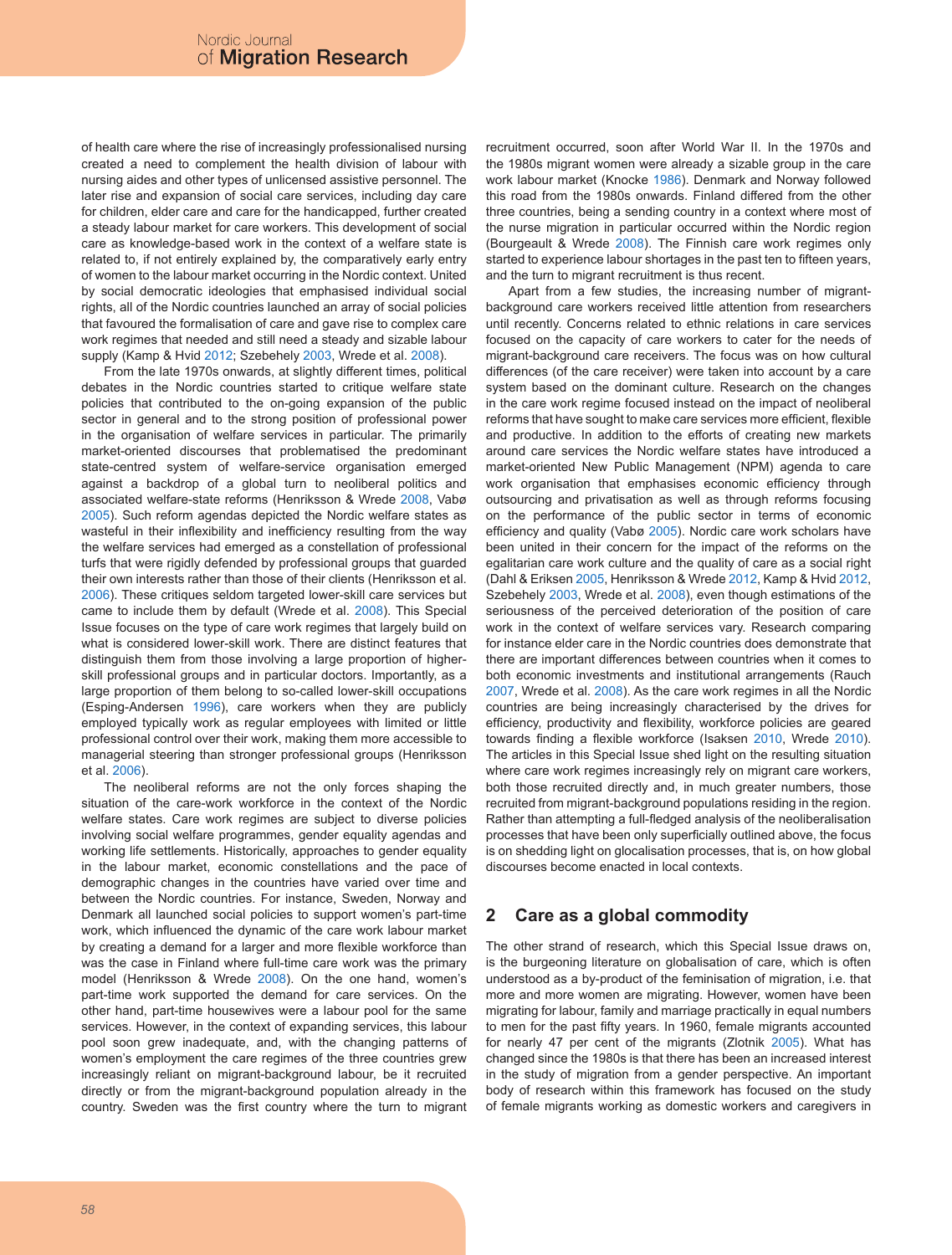of health care where the rise of increasingly professionalised nursing created a need to complement the health division of labour with nursing aides and other types of unlicensed assistive personnel. The later rise and expansion of social care services, including day care for children, elder care and care for the handicapped, further created a steady labour market for care workers. This development of social care as knowledge-based work in the context of a welfare state is related to, if not entirely explained by, the comparatively early entry of women to the labour market occurring in the Nordic context. United by social democratic ideologies that emphasised individual social rights, all of the Nordic countries launched an array of social policies that favoured the formalisation of care and gave rise to complex care work regimes that needed and still need a steady and sizable labour supply (Kamp & Hvid 2012; Szebehely 2003, Wrede et al. 2008).

From the late 1970s onwards, at slightly different times, political debates in the Nordic countries started to critique welfare state policies that contributed to the on-going expansion of the public sector in general and to the strong position of professional power in the organisation of welfare services in particular. The primarily market-oriented discourses that problematised the predominant state-centred system of welfare-service organisation emerged against a backdrop of a global turn to neoliberal politics and associated welfare-state reforms (Henriksson & Wrede 2008, Vabø 2005). Such reform agendas depicted the Nordic welfare states as wasteful in their inflexibility and inefficiency resulting from the way the welfare services had emerged as a constellation of professional turfs that were rigidly defended by professional groups that guarded their own interests rather than those of their clients (Henriksson et al. 2006). These critiques seldom targeted lower-skill care services but came to include them by default (Wrede et al. 2008). This Special Issue focuses on the type of care work regimes that largely build on what is considered lower-skill work. There are distinct features that distinguish them from those involving a large proportion of higher-skill professional groups and in particular doctors. Importantly, as a large proportion of them belong to so-called lower-skill occupations (Esping-Andersen 1996), care workers when they are publicly employed typically work as regular employees with limited or little professional control over their work, making them more accessible to managerial steering than stronger professional groups (Henriksson et al. 2006).

The neoliberal reforms are not the only forces shaping the situation of the care-work workforce in the context of the Nordic welfare states. Care work regimes are subject to diverse policies involving social welfare programmes, gender equality agendas and working life settlements. Historically, approaches to gender equality in the labour market, economic constellations and the pace of demographic changes in the countries have varied over time and between the Nordic countries. For instance, Sweden, Norway and Denmark all launched social policies to support women's part-time work, which influenced the dynamic of the care work labour market by creating a demand for a larger and more flexible workforce than was the case in Finland where full-time care work was the primary model (Henriksson & Wrede 2008). On the one hand, women's part-time work supported the demand for care services. On the other hand, part-time housewives were a labour pool for the same services. However, in the context of expanding services, this labour pool soon grew inadequate, and, with the changing patterns of women's employment the care regimes of the three countries grew increasingly reliant on migrant-background labour, be it recruited directly or from the migrant-background population already in the country. Sweden was the first country where the turn to migrant recruitment occurred, soon after World War II. In the 1970s and the 1980s migrant women were already a sizable group in the care work labour market (Knocke 1986). Denmark and Norway followed this road from the 1980s onwards. Finland differed from the other three countries, being a sending country in a context where most of the nurse migration in particular occurred within the Nordic region (Bourgeault & Wrede 2008). The Finnish care work regimes only started to experience labour shortages in the past ten to fifteen years, and the turn to migrant recruitment is thus recent.

Apart from a few studies, the increasing number of migrant-background care workers received little attention from researchers until recently. Concerns related to ethnic relations in care services focused on the capacity of care workers to cater for the needs of migrant-background care receivers. The focus was on how cultural differences (of the care receiver) were taken into account by a care system based on the dominant culture. Research on the changes in the care work regime focused instead on the impact of neoliberal reforms that have sought to make care services more efficient, flexible and productive. In addition to the efforts of creating new markets around care services the Nordic welfare states have introduced a market-oriented New Public Management (NPM) agenda to care work organisation that emphasises economic efficiency through outsourcing and privatisation as well as through reforms focusing on the performance of the public sector in terms of economic efficiency and quality (Vabø 2005). Nordic care work scholars have been united in their concern for the impact of the reforms on the egalitarian care work culture and the quality of care as a social right (Dahl & Eriksen 2005, Henriksson & Wrede 2012, Kamp & Hvid 2012, Szebehely 2003, Wrede et al. 2008), even though estimations of the seriousness of the perceived deterioration of the position of care work in the context of welfare services vary. Research comparing for instance elder care in the Nordic countries does demonstrate that there are important differences between countries when it comes to both economic investments and institutional arrangements (Rauch 2007, Wrede et al. 2008). As the care work regimes in all the Nordic countries are being increasingly characterised by the drives for efficiency, productivity and flexibility, workforce policies are geared towards finding a flexible workforce (Isaksen 2010, Wrede 2010). The articles in this Special Issue shed light on the resulting situation where care work regimes increasingly rely on migrant care workers, both those recruited directly and, in much greater numbers, those recruited from migrant-background populations residing in the region. Rather than attempting a full-fledged analysis of the neoliberalisation processes that have been only superficially outlined above, the focus is on shedding light on glocalisation processes, that is, on how global discourses become enacted in local contexts.

## 2 Care as a global commodity

The other strand of research, which this Special Issue draws on, is the burgeoning literature on globalisation of care, which is often understood as a by-product of the feminisation of migration, i.e. that more and more women are migrating. However, women have been migrating for labour, family and marriage practically in equal numbers to men for the past fifty years. In 1960, female migrants accounted for nearly 47 per cent of the migrants (Zlotnik 2005). What has changed since the 1980s is that there has been an increased interest in the study of migration from a gender perspective. An important body of research within this framework has focused on the study of female migrants working as domestic workers and caregivers in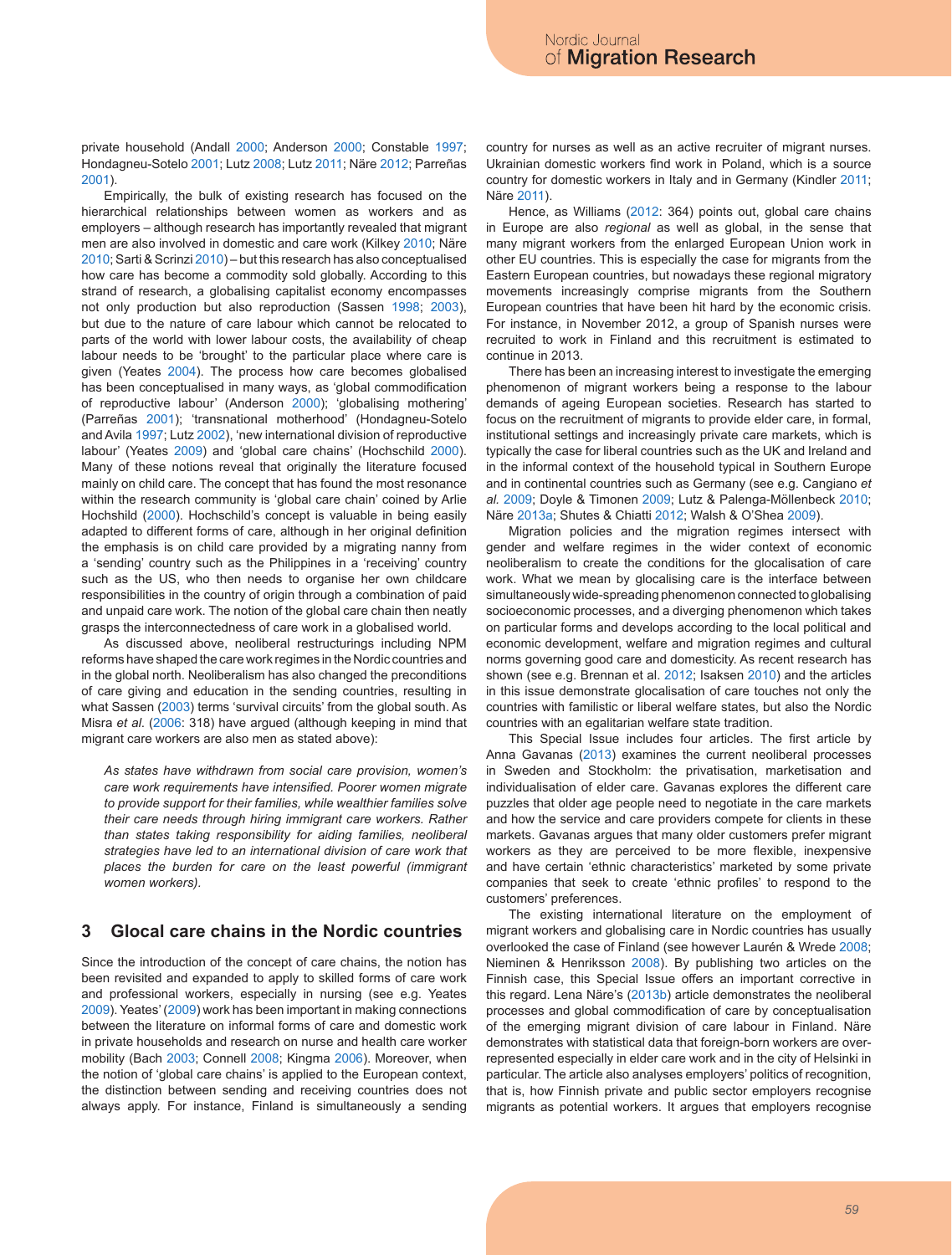private household (Andall 2000; Anderson 2000; Constable 1997; Hondagneu-Sotelo 2001; Lutz 2008; Lutz 2011; Näre 2012; Parreñas 2001).

Empirically, the bulk of existing research has focused on the hierarchical relationships between women as workers and as employers – although research has importantly revealed that migrant men are also involved in domestic and care work (Kilkey 2010; Näre 2010; Sarti & Scrinzi 2010) – but this research has also conceptualised how care has become a commodity sold globally. According to this strand of research, a globalising capitalist economy encompasses not only production but also reproduction (Sassen 1998; 2003), but due to the nature of care labour which cannot be relocated to parts of the world with lower labour costs, the availability of cheap labour needs to be 'brought' to the particular place where care is given (Yeates 2004). The process how care becomes globalised has been conceptualised in many ways, as 'global commodification of reproductive labour' (Anderson 2000); 'globalising mothering' (Parreñas 2001); 'transnational motherhood' (Hondagneu-Sotelo and Avila 1997; Lutz 2002), 'new international division of reproductive labour' (Yeates 2009) and 'global care chains' (Hochschild 2000). Many of these notions reveal that originally the literature focused mainly on child care. The concept that has found the most resonance within the research community is 'global care chain' coined by Arlie Hochshild (2000). Hochschild's concept is valuable in being easily adapted to different forms of care, although in her original definition the emphasis is on child care provided by a migrating nanny from a 'sending' country such as the Philippines in a 'receiving' country such as the US, who then needs to organise her own childcare responsibilities in the country of origin through a combination of paid and unpaid care work. The notion of the global care chain then neatly grasps the interconnectedness of care work in a globalised world.

As discussed above, neoliberal restructurings including NPM reforms have shaped the care work regimes in the Nordic countries and in the global north. Neoliberalism has also changed the preconditions of care giving and education in the sending countries, resulting in what Sassen (2003) terms 'survival circuits' from the global south. As Misra *et al.* (2006: 318) have argued (although keeping in mind that migrant care workers are also men as stated above):

> *As states have withdrawn from social care provision, women's care work requirements have intensified. Poorer women migrate to provide support for their families, while wealthier families solve their care needs through hiring immigrant care workers. Rather than states taking responsibility for aiding families, neoliberal strategies have led to an international division of care work that places the burden for care on the least powerful (immigrant women workers).*

## 3 Glocal care chains in the Nordic countries

Since the introduction of the concept of care chains, the notion has been revisited and expanded to apply to skilled forms of care work and professional workers, especially in nursing (see e.g. Yeates 2009). Yeates' (2009) work has been important in making connections between the literature on informal forms of care and domestic work in private households and research on nurse and health care worker mobility (Bach 2003; Connell 2008; Kingma 2006). Moreover, when the notion of 'global care chains' is applied to the European context, the distinction between sending and receiving countries does not always apply. For instance, Finland is simultaneously a sending country for nurses as well as an active recruiter of migrant nurses. Ukrainian domestic workers find work in Poland, which is a source country for domestic workers in Italy and in Germany (Kindler 2011; Näre 2011).

Hence, as Williams (2012: 364) points out, global care chains in Europe are also *regional* as well as global, in the sense that many migrant workers from the enlarged European Union work in other EU countries. This is especially the case for migrants from the Eastern European countries, but nowadays these regional migratory movements increasingly comprise migrants from the Southern European countries that have been hit hard by the economic crisis. For instance, in November 2012, a group of Spanish nurses were recruited to work in Finland and this recruitment is estimated to continue in 2013.

There has been an increasing interest to investigate the emerging phenomenon of migrant workers being a response to the labour demands of ageing European societies. Research has started to focus on the recruitment of migrants to provide elder care, in formal, institutional settings and increasingly private care markets, which is typically the case for liberal countries such as the UK and Ireland and in the informal context of the household typical in Southern Europe and in continental countries such as Germany (see e.g. Cangiano *et al.* 2009; Doyle & Timonen 2009; Lutz & Palenga-Möllenbeck 2010; Näre 2013a; Shutes & Chiatti 2012; Walsh & O'Shea 2009).

Migration policies and the migration regimes intersect with gender and welfare regimes in the wider context of economic neoliberalism to create the conditions for the glocalisation of care work. What we mean by glocalising care is the interface between simultaneously wide-spreading phenomenon connected to globalising socioeconomic processes, and a diverging phenomenon which takes on particular forms and develops according to the local political and economic development, welfare and migration regimes and cultural norms governing good care and domesticity. As recent research has shown (see e.g. Brennan et al. 2012; Isaksen 2010) and the articles in this issue demonstrate glocalisation of care touches not only the countries with familistic or liberal welfare states, but also the Nordic countries with an egalitarian welfare state tradition.

This Special Issue includes four articles. The first article by Anna Gavanas (2013) examines the current neoliberal processes in Sweden and Stockholm: the privatisation, marketisation and individualisation of elder care. Gavanas explores the different care puzzles that older age people need to negotiate in the care markets and how the service and care providers compete for clients in these markets. Gavanas argues that many older customers prefer migrant workers as they are perceived to be more flexible, inexpensive and have certain 'ethnic characteristics' marketed by some private companies that seek to create 'ethnic profiles' to respond to the customers' preferences.

The existing international literature on the employment of migrant workers and globalising care in Nordic countries has usually overlooked the case of Finland (see however Laurén & Wrede 2008; Nieminen & Henriksson 2008). By publishing two articles on the Finnish case, this Special Issue offers an important corrective in this regard. Lena Näre's (2013b) article demonstrates the neoliberal processes and global commodification of care by conceptualisation of the emerging migrant division of care labour in Finland. Näre demonstrates with statistical data that foreign-born workers are over-represented especially in elder care work and in the city of Helsinki in particular. The article also analyses employers' politics of recognition, that is, how Finnish private and public sector employers recognise migrants as potential workers. It argues that employers recognise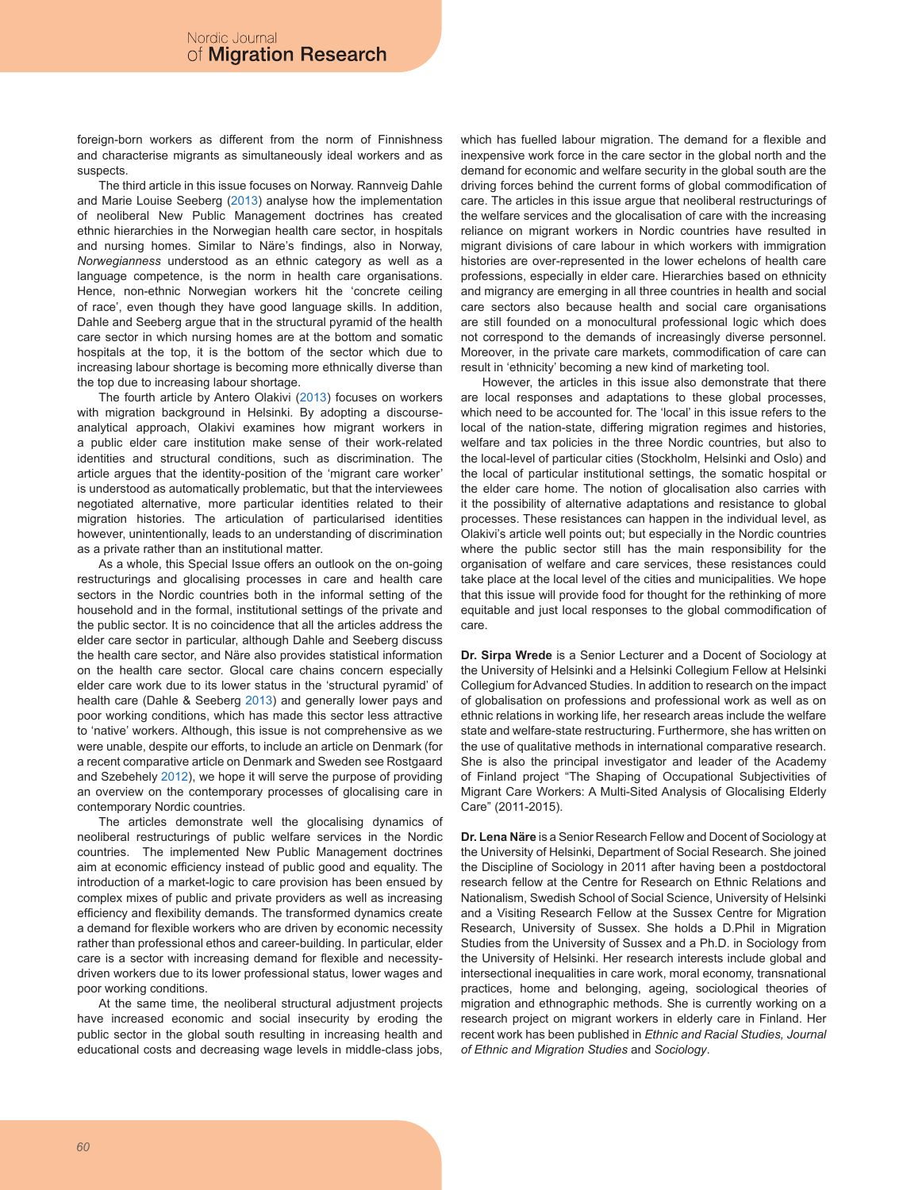foreign-born workers as different from the norm of Finnishness and characterise migrants as simultaneously ideal workers and as suspects.

The third article in this issue focuses on Norway. Rannveig Dahle and Marie Louise Seeberg (2013) analyse how the implementation of neoliberal New Public Management doctrines has created ethnic hierarchies in the Norwegian health care sector, in hospitals and nursing homes. Similar to Näre's findings, also in Norway, *Norwegianness* understood as an ethnic category as well as a language competence, is the norm in health care organisations. Hence, non-ethnic Norwegian workers hit the 'concrete ceiling of race', even though they have good language skills. In addition, Dahle and Seeberg argue that in the structural pyramid of the health care sector in which nursing homes are at the bottom and somatic hospitals at the top, it is the bottom of the sector which due to increasing labour shortage is becoming more ethnically diverse than the top due to increasing labour shortage.

The fourth article by Antero Olakivi (2013) focuses on workers with migration background in Helsinki. By adopting a discourse-analytical approach, Olakivi examines how migrant workers in a public elder care institution make sense of their work-related identities and structural conditions, such as discrimination. The article argues that the identity-position of the 'migrant care worker' is understood as automatically problematic, but that the interviewees negotiated alternative, more particular identities related to their migration histories. The articulation of particularised identities however, unintentionally, leads to an understanding of discrimination as a private rather than an institutional matter.

As a whole, this Special Issue offers an outlook on the on-going restructurings and glocalising processes in care and health care sectors in the Nordic countries both in the informal setting of the household and in the formal, institutional settings of the private and the public sector. It is no coincidence that all the articles address the elder care sector in particular, although Dahle and Seeberg discuss the health care sector, and Näre also provides statistical information on the health care sector. Glocal care chains concern especially elder care work due to its lower status in the 'structural pyramid' of health care (Dahle & Seeberg 2013) and generally lower pays and poor working conditions, which has made this sector less attractive to 'native' workers. Although, this issue is not comprehensive as we were unable, despite our efforts, to include an article on Denmark (for a recent comparative article on Denmark and Sweden see Rostgaard and Szebehely 2012), we hope it will serve the purpose of providing an overview on the contemporary processes of glocalising care in contemporary Nordic countries.

The articles demonstrate well the glocalising dynamics of neoliberal restructurings of public welfare services in the Nordic countries. The implemented New Public Management doctrines aim at economic efficiency instead of public good and equality. The introduction of a market-logic to care provision has been ensued by complex mixes of public and private providers as well as increasing efficiency and flexibility demands. The transformed dynamics create a demand for flexible workers who are driven by economic necessity rather than professional ethos and career-building. In particular, elder care is a sector with increasing demand for flexible and necessity-driven workers due to its lower professional status, lower wages and poor working conditions.

At the same time, the neoliberal structural adjustment projects have increased economic and social insecurity by eroding the public sector in the global south resulting in increasing health and educational costs and decreasing wage levels in middle-class jobs, which has fuelled labour migration. The demand for a flexible and inexpensive work force in the care sector in the global north and the demand for economic and welfare security in the global south are the driving forces behind the current forms of global commodification of care. The articles in this issue argue that neoliberal restructurings of the welfare services and the glocalisation of care with the increasing reliance on migrant workers in Nordic countries have resulted in migrant divisions of care labour in which workers with immigration histories are over-represented in the lower echelons of health care professions, especially in elder care. Hierarchies based on ethnicity and migrancy are emerging in all three countries in health and social care sectors also because health and social care organisations are still founded on a monocultural professional logic which does not correspond to the demands of increasingly diverse personnel. Moreover, in the private care markets, commodification of care can result in 'ethnicity' becoming a new kind of marketing tool.

However, the articles in this issue also demonstrate that there are local responses and adaptations to these global processes, which need to be accounted for. The 'local' in this issue refers to the local of the nation-state, differing migration regimes and histories, welfare and tax policies in the three Nordic countries, but also to the local-level of particular cities (Stockholm, Helsinki and Oslo) and the local of particular institutional settings, the somatic hospital or the elder care home. The notion of glocalisation also carries with it the possibility of alternative adaptations and resistance to global processes. These resistances can happen in the individual level, as Olakivi's article well points out; but especially in the Nordic countries where the public sector still has the main responsibility for the organisation of welfare and care services, these resistances could take place at the local level of the cities and municipalities. We hope that this issue will provide food for thought for the rethinking of more equitable and just local responses to the global commodification of care.

**Dr. Sirpa Wrede** is a Senior Lecturer and a Docent of Sociology at the University of Helsinki and a Helsinki Collegium Fellow at Helsinki Collegium for Advanced Studies. In addition to research on the impact of globalisation on professions and professional work as well as on ethnic relations in working life, her research areas include the welfare state and welfare-state restructuring. Furthermore, she has written on the use of qualitative methods in international comparative research. She is also the principal investigator and leader of the Academy of Finland project "The Shaping of Occupational Subjectivities of Migrant Care Workers: A Multi-Sited Analysis of Glocalising Elderly Care" (2011-2015).

**Dr. Lena Näre** is a Senior Research Fellow and Docent of Sociology at the University of Helsinki, Department of Social Research. She joined the Discipline of Sociology in 2011 after having been a postdoctoral research fellow at the Centre for Research on Ethnic Relations and Nationalism, Swedish School of Social Science, University of Helsinki and a Visiting Research Fellow at the Sussex Centre for Migration Research, University of Sussex. She holds a D.Phil in Migration Studies from the University of Sussex and a Ph.D. in Sociology from the University of Helsinki. Her research interests include global and intersectional inequalities in care work, moral economy, transnational practices, home and belonging, ageing, sociological theories of migration and ethnographic methods. She is currently working on a research project on migrant workers in elderly care in Finland. Her recent work has been published in *Ethnic and Racial Studies, Journal of Ethnic and Migration Studies* and *Sociology*.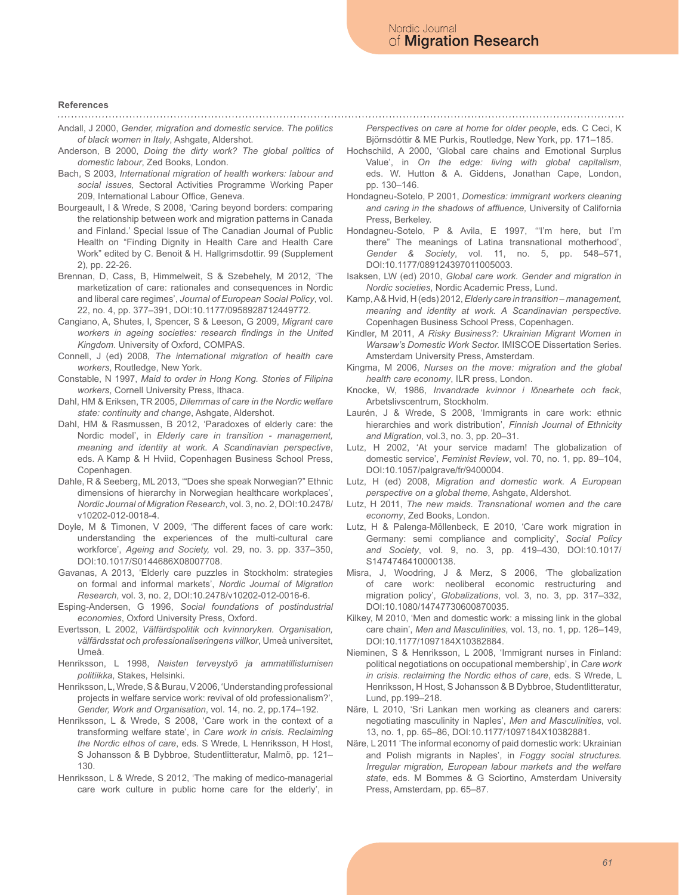#### References

Andall, J 2000, *Gender, migration and domestic service. The politics of black women in Italy*, Ashgate, Aldershot.

Anderson, B 2000, *Doing the dirty work? The global politics of domestic labour*, Zed Books, London.

Bach, S 2003, *International migration of health workers: labour and social issues,* Sectoral Activities Programme Working Paper 209, International Labour Office, Geneva.

Bourgeault, I & Wrede, S 2008, 'Caring beyond borders: comparing the relationship between work and migration patterns in Canada and Finland.' Special Issue of The Canadian Journal of Public Health on "Finding Dignity in Health Care and Health Care Work" edited by C. Benoit & H. Hallgrimsdottir. 99 (Supplement 2), pp. 22-26.

Brennan, D, Cass, B, Himmelweit, S & Szebehely, M 2012, 'The marketization of care: rationales and consequences in Nordic and liberal care regimes', *Journal of European Social Policy*, vol. 22, no. 4, pp. 377–391, DOI:10.1177/0958928712449772.

Cangiano, A, Shutes, I, Spencer, S & Leeson, G 2009, *Migrant care workers in ageing societies: research findings in the United Kingdom*. University of Oxford, COMPAS.

Connell, J (ed) 2008, *The international migration of health care workers*, Routledge, New York.

Constable, N 1997, *Maid to order in Hong Kong. Stories of Filipina workers*, Cornell University Press, Ithaca.

Dahl, HM & Eriksen, TR 2005, *Dilemmas of care in the Nordic welfare state: continuity and change*, Ashgate, Aldershot.

Dahl, HM & Rasmussen, B 2012, 'Paradoxes of elderly care: the Nordic model', in *Elderly care in transition - management, meaning and identity at work. A Scandinavian perspective*, eds. A Kamp & H Hviid, Copenhagen Business School Press, Copenhagen.

Dahle, R & Seeberg, ML 2013, '"Does she speak Norwegian?" Ethnic dimensions of hierarchy in Norwegian healthcare workplaces', *Nordic Journal of Migration Research*, vol. 3, no. 2, DOI:10.2478/v10202-012-0018-4.

Doyle, M & Timonen, V 2009, 'The different faces of care work: understanding the experiences of the multi-cultural care workforce', *Ageing and Society,* vol. 29, no. 3. pp. 337–350, DOI:10.1017/S0144686X08007708.

Gavanas, A 2013, 'Elderly care puzzles in Stockholm: strategies on formal and informal markets', *Nordic Journal of Migration Research*, vol. 3, no. 2, DOI:10.2478/v10202-012-0016-6.

Esping-Andersen, G 1996, *Social foundations of postindustrial economies*, Oxford University Press, Oxford.

Evertsson, L 2002, *Välfärdspolitik och kvinnoryken. Organisation, välfärdsstat och professionaliseringens villkor*, Umeå universitet, Umeå.

Henriksson, L 1998, *Naisten terveystyö ja ammatillistumisen politiikka*, Stakes, Helsinki.

Henriksson, L, Wrede, S & Burau, V 2006, 'Understanding professional projects in welfare service work: revival of old professionalism?', *Gender, Work and Organisation*, vol. 14, no. 2, pp.174–192.

Henriksson, L & Wrede, S 2008, 'Care work in the context of a transforming welfare state', in *Care work in crisis. Reclaiming the Nordic ethos of care*, eds. S Wrede, L Henriksson, H Host, S Johansson & B Dybbroe, Studentlitteratur, Malmö, pp. 121–130.

Henriksson, L & Wrede, S 2012, 'The making of medico-managerial care work culture in public home care for the elderly', in *Perspectives on care at home for older people*, eds. C Ceci, K Björnsdóttir & ME Purkis, Routledge, New York, pp. 171–185.

Hochschild, A 2000, 'Global care chains and Emotional Surplus Value', in *On the edge: living with global capitalism*, eds. W. Hutton & A. Giddens, Jonathan Cape, London, pp. 130–146.

Hondagneu-Sotelo, P 2001, *Domestica: immigrant workers cleaning and caring in the shadows of affluence,* University of California Press, Berkeley.

Hondagneu-Sotelo, P & Avila, E 1997, '"I'm here, but I'm there" The meanings of Latina transnational motherhood', *Gender & Society*, vol. 11, no. 5, pp. 548–571, DOI:10.1177/089124397011005003.

Isaksen, LW (ed) 2010, *Global care work. Gender and migration in Nordic societies*, Nordic Academic Press, Lund.

Kamp, A & Hvid, H (eds) 2012, *Elderly care in transition – management, meaning and identity at work. A Scandinavian perspective.* Copenhagen Business School Press, Copenhagen.

Kindler, M 2011, *A Risky Business?: Ukrainian Migrant Women in Warsaw's Domestic Work Sector.* IMISCOE Dissertation Series. Amsterdam University Press, Amsterdam.

Kingma, M 2006, *Nurses on the move: migration and the global health care economy*, ILR press, London.

Knocke, W, 1986, *Invandrade kvinnor i lönearhete och fack*, Arbetslivscentrum, Stockholm.

Laurén, J & Wrede, S 2008, 'Immigrants in care work: ethnic hierarchies and work distribution', *Finnish Journal of Ethnicity and Migration*, vol.3, no. 3, pp. 20–31.

Lutz, H 2002, 'At your service madam! The globalization of domestic service', *Feminist Review*, vol. 70, no. 1, pp. 89–104, DOI:10.1057/palgrave/fr/9400004.

Lutz, H (ed) 2008, *Migration and domestic work. A European perspective on a global theme*, Ashgate, Aldershot.

Lutz, H 2011, *The new maids. Transnational women and the care economy*, Zed Books, London.

Lutz, H & Palenga-Möllenbeck, E 2010, 'Care work migration in Germany: semi compliance and complicity', *Social Policy and Society*, vol. 9, no. 3, pp. 419–430, DOI:10.1017/S1474746410000138.

Misra, J, Woodring, J & Merz, S 2006, 'The globalization of care work: neoliberal economic restructuring and migration policy', *Globalizations*, vol. 3, no. 3, pp. 317–332, DOI:10.1080/14747730600870035.

Kilkey, M 2010, 'Men and domestic work: a missing link in the global care chain', *Men and Masculinities*, vol. 13, no. 1, pp. 126–149, DOI:10.1177/1097184X10382884.

Nieminen, S & Henriksson, L 2008, 'Immigrant nurses in Finland: political negotiations on occupational membership', in *Care work in crisis. reclaiming the Nordic ethos of care*, eds. S Wrede, L Henriksson, H Host, S Johansson & B Dybbroe, Studentlitteratur, Lund, pp.199–218.

Näre, L 2010, 'Sri Lankan men working as cleaners and carers: negotiating masculinity in Naples', *Men and Masculinities*, vol. 13, no. 1, pp. 65–86, DOI:10.1177/1097184X10382881.

Näre, L 2011 'The informal economy of paid domestic work: Ukrainian and Polish migrants in Naples', in *Foggy social structures. Irregular migration, European labour markets and the welfare state*, eds. M Bommes & G Sciortino, Amsterdam University Press, Amsterdam, pp. 65–87.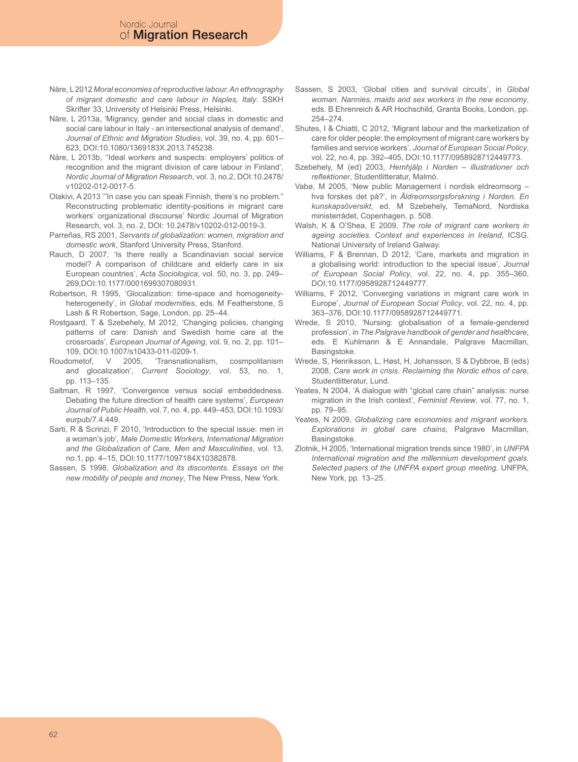Näre, L 2012 *Moral economies of reproductive labour. An ethnography of migrant domestic and care labour in Naples, Italy*. SSKH Skrifter 33, University of Helsinki Press, Helsinki.

Näre, L 2013a, 'Migrancy, gender and social class in domestic and social care labour in Italy - an intersectional analysis of demand', *Journal of Ethnic and Migration Studies*, vol. 39, no. 4, pp. 601–623, DOI:10.1080/1369183X.2013.745238.

Näre, L 2013b, ''Ideal workers and suspects: employers' politics of recognition and the migrant division of care labour in Finland', *Nordic Journal of Migration Research*, vol. 3, no.2, DOI:10.2478/v10202-012-0017-5.

Olakivi, A 2013 '"In case you can speak Finnish, there's no problem." Reconstructing problematic identity-positions in migrant care workers' organizational discourse' Nordic Journal of Migration Research, vol. 3, no. 2, DOI: 10.2478/v10202-012-0019-3.

Parreñas, RS 2001, *Servants of globalization: women, migration and domestic work*, Stanford University Press, Stanford.

Rauch, D 2007, 'Is there really a Scandinavian social service model? A comparison of childcare and elderly care in six European countries', *Acta Sociologica*, vol. 50, no. 3, pp. 249–269,DOI:10.1177/0001699307080931.

Robertson, R 1995, 'Glocalization: time-space and homogeneity-heterogeneity', in *Global modernities*, eds. M Featherstone, S Lash & R Robertson, Sage, London, pp. 25–44.

Rostgaard, T & Szebehely, M 2012, 'Changing policies, changing patterns of care: Danish and Swedish home care at the crossroads', *European Journal of Ageing*, vol. 9, no. 2, pp. 101–109, DOI:10.1007/s10433-011-0209-1.

Roudometof, V 2005, 'Transnationalism, cosmpolitanism and glocalization', *Current Sociology*, vol. 53, no. 1, pp. 113–135.

Saltman, R 1997, 'Convergence versus social embeddedness. Debating the future direction of health care systems', *European Journal of Public Health*, vol. 7, no. 4, pp. 449–453, DOI:10.1093/eurpub/7.4.449.

Sarti, R & Scrinzi, F 2010, 'Introduction to the special issue: men in a woman's job', *Male Domestic Workers, International Migration and the Globalization of Care, Men and Masculinities*, vol. 13, no.1, pp. 4–15, DOI:10.1177/1097184X10382878.

Sassen, S 1998, *Globalization and its discontents. Essays on the new mobility of people and money*, The New Press, New York.

Sassen, S 2003, 'Global cities and survival circuits', in *Global woman. Nannies, maids and sex workers in the new economy*, eds. B Ehrenreich & AR Hochschild, Granta Books, London, pp. 254–274.

Shutes, I & Chiatti, C 2012, 'Migrant labour and the marketization of care for older people: the employment of migrant care workers by families and service workers', *Journal of European Social Policy*, vol. 22, no.4, pp. 392–405, DOI:10.1177/0958928712449773.

Szebehely, M (ed) 2003, *Hemhjälp i Norden – illustrationer och reflektioner*, Studentlitteratur, Malmö.

Vabø, M 2005, 'New public Management i nordisk eldreomsorg – hva forskes det på?', in *Äldreomsorgsforskning i Norden. En kunskapsöversikt*, ed. M Szebehely, TemaNord, Nordiska ministerrådet, Copenhagen, p. 508.

Walsh, K & O'Shea, E 2009, *The role of migrant care workers in ageing societies. Context and experiences in Ireland*, ICSG, National University of Ireland Galway.

Williams, F & Brennan, D 2012, 'Care, markets and migration in a globalising world: introduction to the special issue', *Journal of European Social Policy*, vol. 22, no. 4, pp. 355–360, DOI:10.1177/0958928712449777.

Williams, F 2012, 'Converging variations in migrant care work in Europe', *Journal of European Social Policy*, vol. 22, no. 4, pp. 363–376, DOI:10.1177/0958928712449771.

Wrede, S 2010, 'Nursing: globalisation of a female-gendered profession', in *The Palgrave handbook of gender and healthcare*, eds. E Kuhlmann & E Annandale, Palgrave Macmillan, Basingstoke.

Wrede, S, Henriksson, L, Høst, H, Johansson, S & Dybbroe, B (eds) 2008, *Care work in crisis. Reclaiming the Nordic ethos of care*, Studentlitteratur, Lund.

Yeates, N 2004, 'A dialogue with "global care chain" analysis: nurse migration in the Irish context', *Feminist Review*, vol. 77, no. 1, pp. 79–95.

Yeates, N 2009, *Globalizing care economies and migrant workers. Explorations in global care chains*, Palgrave Macmillan, Basingstoke.

Zlotnik, H 2005, 'International migration trends since 1980', in *UNFPA International migration and the millennium development goals. Selected papers of the UNFPA expert group meeting*. UNFPA, New York, pp. 13–25.